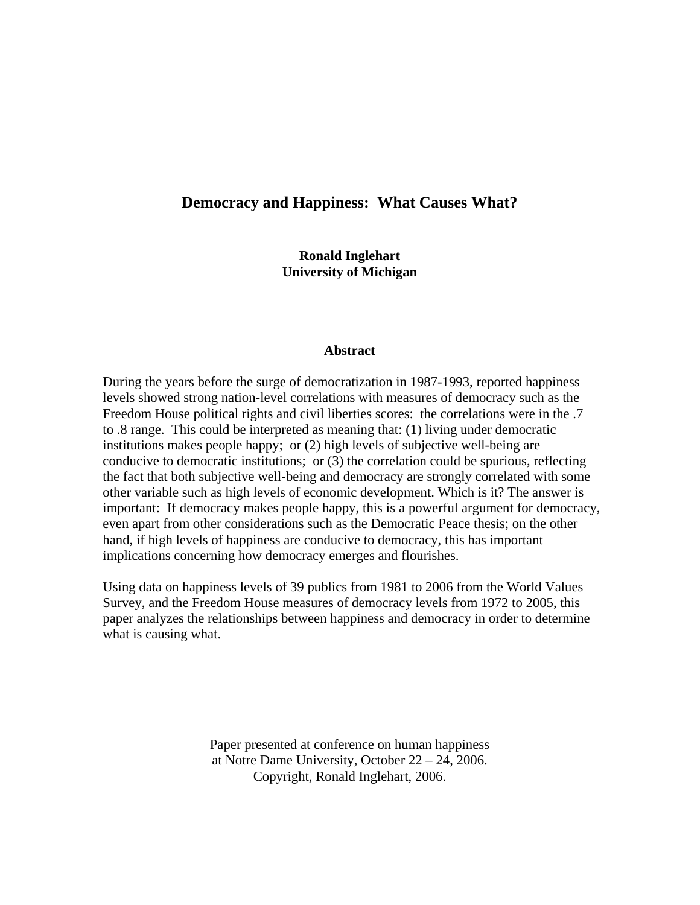# Democracy and Happiness: What Causes What?

**Ronald Inglehart**
**University of Michigan**

## Abstract

During the years before the surge of democratization in 1987-1993, reported happiness levels showed strong nation-level correlations with measures of democracy such as the Freedom House political rights and civil liberties scores: the correlations were in the .7 to .8 range. This could be interpreted as meaning that: (1) living under democratic institutions makes people happy; or (2) high levels of subjective well-being are conducive to democratic institutions; or (3) the correlation could be spurious, reflecting the fact that both subjective well-being and democracy are strongly correlated with some other variable such as high levels of economic development. Which is it? The answer is important: If democracy makes people happy, this is a powerful argument for democracy, even apart from other considerations such as the Democratic Peace thesis; on the other hand, if high levels of happiness are conducive to democracy, this has important implications concerning how democracy emerges and flourishes.

Using data on happiness levels of 39 publics from 1981 to 2006 from the World Values Survey, and the Freedom House measures of democracy levels from 1972 to 2005, this paper analyzes the relationships between happiness and democracy in order to determine what is causing what.

Paper presented at conference on human happiness
at Notre Dame University, October 22 – 24, 2006.
Copyright, Ronald Inglehart, 2006.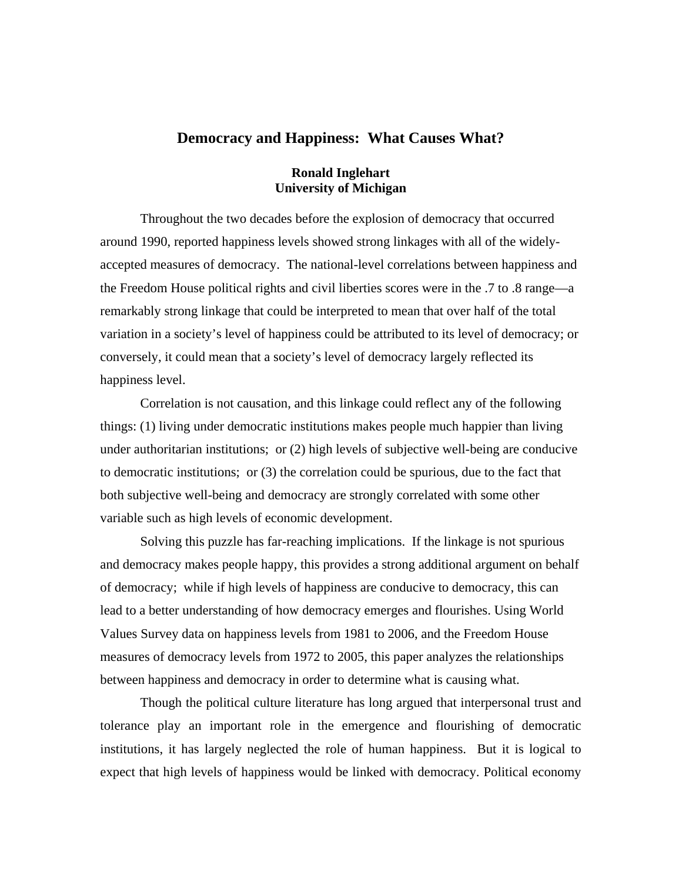# Democracy and Happiness: What Causes What?

**Ronald Inglehart**
**University of Michigan**

Throughout the two decades before the explosion of democracy that occurred around 1990, reported happiness levels showed strong linkages with all of the widely-accepted measures of democracy. The national-level correlations between happiness and the Freedom House political rights and civil liberties scores were in the .7 to .8 range—a remarkably strong linkage that could be interpreted to mean that over half of the total variation in a society's level of happiness could be attributed to its level of democracy; or conversely, it could mean that a society's level of democracy largely reflected its happiness level.

Correlation is not causation, and this linkage could reflect any of the following things: (1) living under democratic institutions makes people much happier than living under authoritarian institutions; or (2) high levels of subjective well-being are conducive to democratic institutions; or (3) the correlation could be spurious, due to the fact that both subjective well-being and democracy are strongly correlated with some other variable such as high levels of economic development.

Solving this puzzle has far-reaching implications. If the linkage is not spurious and democracy makes people happy, this provides a strong additional argument on behalf of democracy; while if high levels of happiness are conducive to democracy, this can lead to a better understanding of how democracy emerges and flourishes. Using World Values Survey data on happiness levels from 1981 to 2006, and the Freedom House measures of democracy levels from 1972 to 2005, this paper analyzes the relationships between happiness and democracy in order to determine what is causing what.

Though the political culture literature has long argued that interpersonal trust and tolerance play an important role in the emergence and flourishing of democratic institutions, it has largely neglected the role of human happiness. But it is logical to expect that high levels of happiness would be linked with democracy. Political economy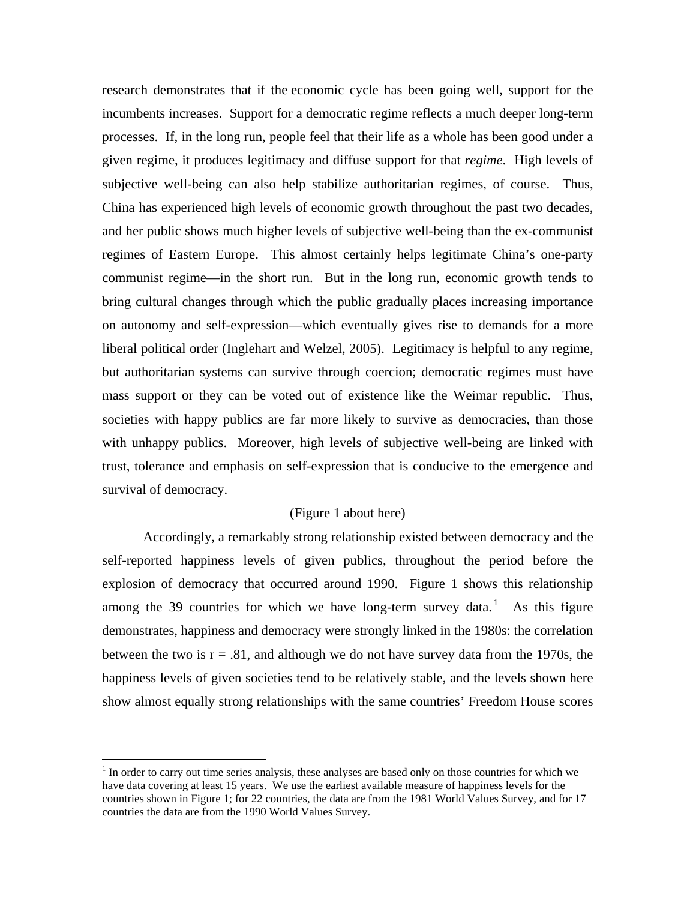research demonstrates that if the economic cycle has been going well, support for the incumbents increases. Support for a democratic regime reflects a much deeper long-term processes. If, in the long run, people feel that their life as a whole has been good under a given regime, it produces legitimacy and diffuse support for that *regime*. High levels of subjective well-being can also help stabilize authoritarian regimes, of course. Thus, China has experienced high levels of economic growth throughout the past two decades, and her public shows much higher levels of subjective well-being than the ex-communist regimes of Eastern Europe. This almost certainly helps legitimate China's one-party communist regime—in the short run. But in the long run, economic growth tends to bring cultural changes through which the public gradually places increasing importance on autonomy and self-expression—which eventually gives rise to demands for a more liberal political order (Inglehart and Welzel, 2005). Legitimacy is helpful to any regime, but authoritarian systems can survive through coercion; democratic regimes must have mass support or they can be voted out of existence like the Weimar republic. Thus, societies with happy publics are far more likely to survive as democracies, than those with unhappy publics. Moreover, high levels of subjective well-being are linked with trust, tolerance and emphasis on self-expression that is conducive to the emergence and survival of democracy.

(Figure 1 about here)

Accordingly, a remarkably strong relationship existed between democracy and the self-reported happiness levels of given publics, throughout the period before the explosion of democracy that occurred around 1990. Figure 1 shows this relationship among the 39 countries for which we have long-term survey data.[1] As this figure demonstrates, happiness and democracy were strongly linked in the 1980s: the correlation between the two is r = .81, and although we do not have survey data from the 1970s, the happiness levels of given societies tend to be relatively stable, and the levels shown here show almost equally strong relationships with the same countries' Freedom House scores

---

[1] In order to carry out time series analysis, these analyses are based only on those countries for which we have data covering at least 15 years. We use the earliest available measure of happiness levels for the countries shown in Figure 1; for 22 countries, the data are from the 1981 World Values Survey, and for 17 countries the data are from the 1990 World Values Survey.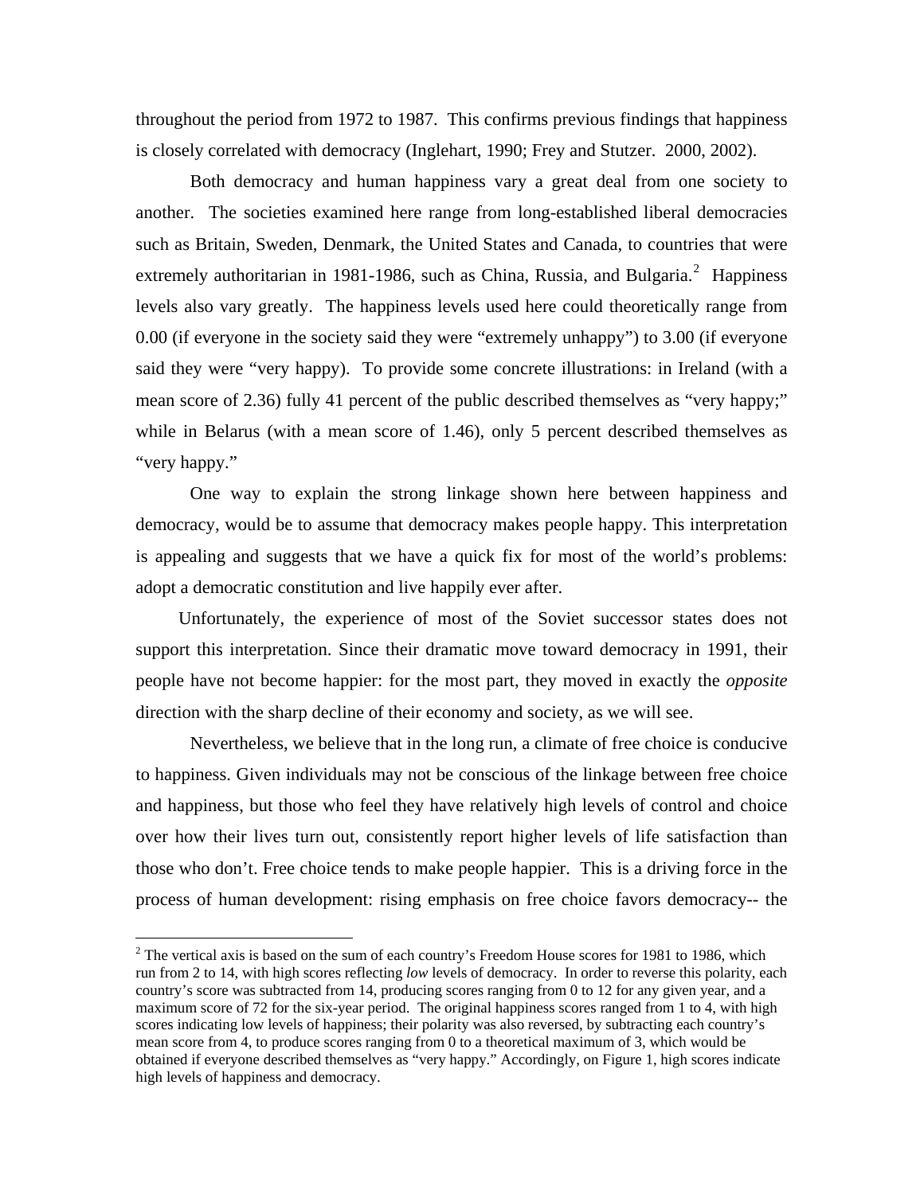throughout the period from 1972 to 1987. This confirms previous findings that happiness is closely correlated with democracy (Inglehart, 1990; Frey and Stutzer. 2000, 2002).

Both democracy and human happiness vary a great deal from one society to another. The societies examined here range from long-established liberal democracies such as Britain, Sweden, Denmark, the United States and Canada, to countries that were extremely authoritarian in 1981-1986, such as China, Russia, and Bulgaria.[2] Happiness levels also vary greatly. The happiness levels used here could theoretically range from 0.00 (if everyone in the society said they were "extremely unhappy") to 3.00 (if everyone said they were "very happy). To provide some concrete illustrations: in Ireland (with a mean score of 2.36) fully 41 percent of the public described themselves as "very happy;" while in Belarus (with a mean score of 1.46), only 5 percent described themselves as "very happy."

One way to explain the strong linkage shown here between happiness and democracy, would be to assume that democracy makes people happy. This interpretation is appealing and suggests that we have a quick fix for most of the world's problems: adopt a democratic constitution and live happily ever after.

Unfortunately, the experience of most of the Soviet successor states does not support this interpretation. Since their dramatic move toward democracy in 1991, their people have not become happier: for the most part, they moved in exactly the *opposite* direction with the sharp decline of their economy and society, as we will see.

Nevertheless, we believe that in the long run, a climate of free choice is conducive to happiness. Given individuals may not be conscious of the linkage between free choice and happiness, but those who feel they have relatively high levels of control and choice over how their lives turn out, consistently report higher levels of life satisfaction than those who don't. Free choice tends to make people happier. This is a driving force in the process of human development: rising emphasis on free choice favors democracy-- the

[2] The vertical axis is based on the sum of each country's Freedom House scores for 1981 to 1986, which run from 2 to 14, with high scores reflecting *low* levels of democracy. In order to reverse this polarity, each country's score was subtracted from 14, producing scores ranging from 0 to 12 for any given year, and a maximum score of 72 for the six-year period. The original happiness scores ranged from 1 to 4, with high scores indicating low levels of happiness; their polarity was also reversed, by subtracting each country's mean score from 4, to produce scores ranging from 0 to a theoretical maximum of 3, which would be obtained if everyone described themselves as "very happy." Accordingly, on Figure 1, high scores indicate high levels of happiness and democracy.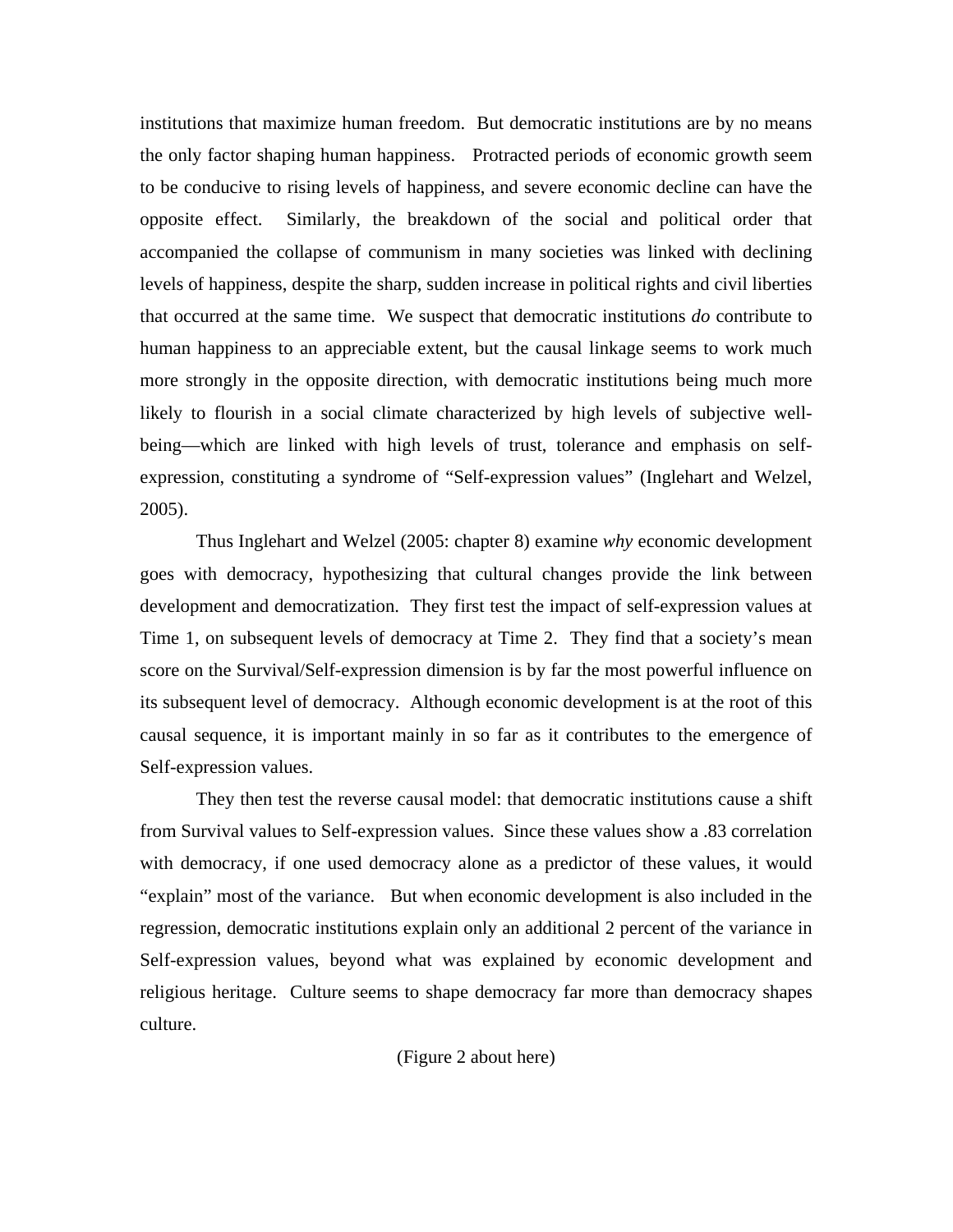institutions that maximize human freedom. But democratic institutions are by no means the only factor shaping human happiness. Protracted periods of economic growth seem to be conducive to rising levels of happiness, and severe economic decline can have the opposite effect. Similarly, the breakdown of the social and political order that accompanied the collapse of communism in many societies was linked with declining levels of happiness, despite the sharp, sudden increase in political rights and civil liberties that occurred at the same time. We suspect that democratic institutions *do* contribute to human happiness to an appreciable extent, but the causal linkage seems to work much more strongly in the opposite direction, with democratic institutions being much more likely to flourish in a social climate characterized by high levels of subjective well-being—which are linked with high levels of trust, tolerance and emphasis on self-expression, constituting a syndrome of "Self-expression values" (Inglehart and Welzel, 2005).

Thus Inglehart and Welzel (2005: chapter 8) examine *why* economic development goes with democracy, hypothesizing that cultural changes provide the link between development and democratization. They first test the impact of self-expression values at Time 1, on subsequent levels of democracy at Time 2. They find that a society's mean score on the Survival/Self-expression dimension is by far the most powerful influence on its subsequent level of democracy. Although economic development is at the root of this causal sequence, it is important mainly in so far as it contributes to the emergence of Self-expression values.

They then test the reverse causal model: that democratic institutions cause a shift from Survival values to Self-expression values. Since these values show a .83 correlation with democracy, if one used democracy alone as a predictor of these values, it would "explain" most of the variance. But when economic development is also included in the regression, democratic institutions explain only an additional 2 percent of the variance in Self-expression values, beyond what was explained by economic development and religious heritage. Culture seems to shape democracy far more than democracy shapes culture.

(Figure 2 about here)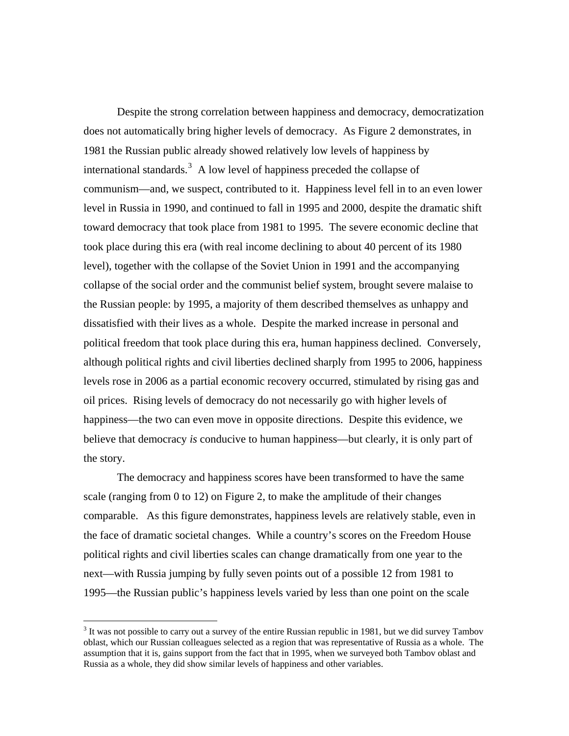Despite the strong correlation between happiness and democracy, democratization does not automatically bring higher levels of democracy. As Figure 2 demonstrates, in 1981 the Russian public already showed relatively low levels of happiness by international standards.[3] A low level of happiness preceded the collapse of communism—and, we suspect, contributed to it. Happiness level fell in to an even lower level in Russia in 1990, and continued to fall in 1995 and 2000, despite the dramatic shift toward democracy that took place from 1981 to 1995. The severe economic decline that took place during this era (with real income declining to about 40 percent of its 1980 level), together with the collapse of the Soviet Union in 1991 and the accompanying collapse of the social order and the communist belief system, brought severe malaise to the Russian people: by 1995, a majority of them described themselves as unhappy and dissatisfied with their lives as a whole. Despite the marked increase in personal and political freedom that took place during this era, human happiness declined. Conversely, although political rights and civil liberties declined sharply from 1995 to 2006, happiness levels rose in 2006 as a partial economic recovery occurred, stimulated by rising gas and oil prices. Rising levels of democracy do not necessarily go with higher levels of happiness—the two can even move in opposite directions. Despite this evidence, we believe that democracy *is* conducive to human happiness—but clearly, it is only part of the story.

The democracy and happiness scores have been transformed to have the same scale (ranging from 0 to 12) on Figure 2, to make the amplitude of their changes comparable. As this figure demonstrates, happiness levels are relatively stable, even in the face of dramatic societal changes. While a country's scores on the Freedom House political rights and civil liberties scales can change dramatically from one year to the next—with Russia jumping by fully seven points out of a possible 12 from 1981 to 1995—the Russian public's happiness levels varied by less than one point on the scale

[3] It was not possible to carry out a survey of the entire Russian republic in 1981, but we did survey Tambov oblast, which our Russian colleagues selected as a region that was representative of Russia as a whole. The assumption that it is, gains support from the fact that in 1995, when we surveyed both Tambov oblast and Russia as a whole, they did show similar levels of happiness and other variables.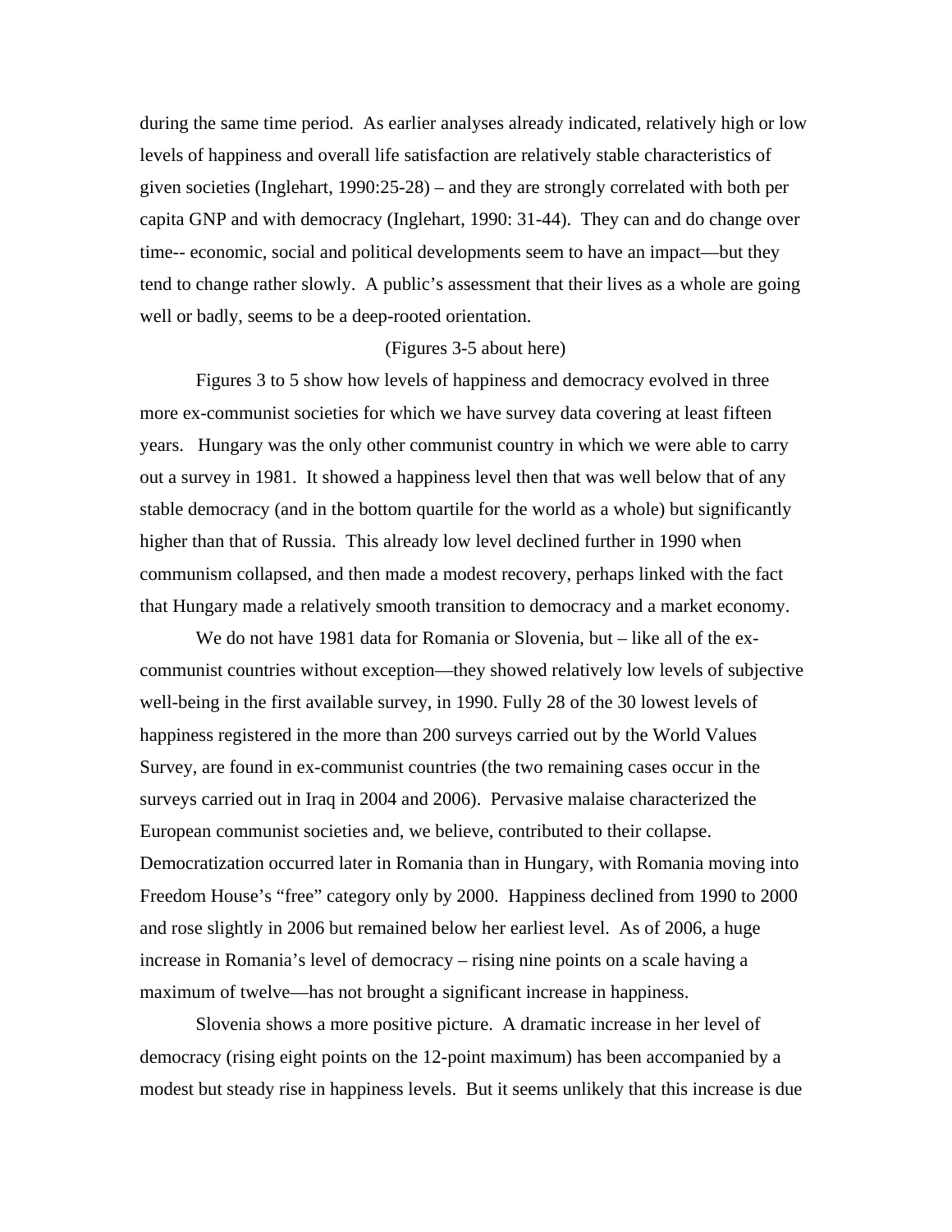during the same time period. As earlier analyses already indicated, relatively high or low levels of happiness and overall life satisfaction are relatively stable characteristics of given societies (Inglehart, 1990:25-28) – and they are strongly correlated with both per capita GNP and with democracy (Inglehart, 1990: 31-44). They can and do change over time-- economic, social and political developments seem to have an impact—but they tend to change rather slowly. A public's assessment that their lives as a whole are going well or badly, seems to be a deep-rooted orientation.

(Figures 3-5 about here)

Figures 3 to 5 show how levels of happiness and democracy evolved in three more ex-communist societies for which we have survey data covering at least fifteen years. Hungary was the only other communist country in which we were able to carry out a survey in 1981. It showed a happiness level then that was well below that of any stable democracy (and in the bottom quartile for the world as a whole) but significantly higher than that of Russia. This already low level declined further in 1990 when communism collapsed, and then made a modest recovery, perhaps linked with the fact that Hungary made a relatively smooth transition to democracy and a market economy.

We do not have 1981 data for Romania or Slovenia, but – like all of the ex-communist countries without exception—they showed relatively low levels of subjective well-being in the first available survey, in 1990. Fully 28 of the 30 lowest levels of happiness registered in the more than 200 surveys carried out by the World Values Survey, are found in ex-communist countries (the two remaining cases occur in the surveys carried out in Iraq in 2004 and 2006). Pervasive malaise characterized the European communist societies and, we believe, contributed to their collapse. Democratization occurred later in Romania than in Hungary, with Romania moving into Freedom House's "free" category only by 2000. Happiness declined from 1990 to 2000 and rose slightly in 2006 but remained below her earliest level. As of 2006, a huge increase in Romania's level of democracy – rising nine points on a scale having a maximum of twelve—has not brought a significant increase in happiness.

Slovenia shows a more positive picture. A dramatic increase in her level of democracy (rising eight points on the 12-point maximum) has been accompanied by a modest but steady rise in happiness levels. But it seems unlikely that this increase is due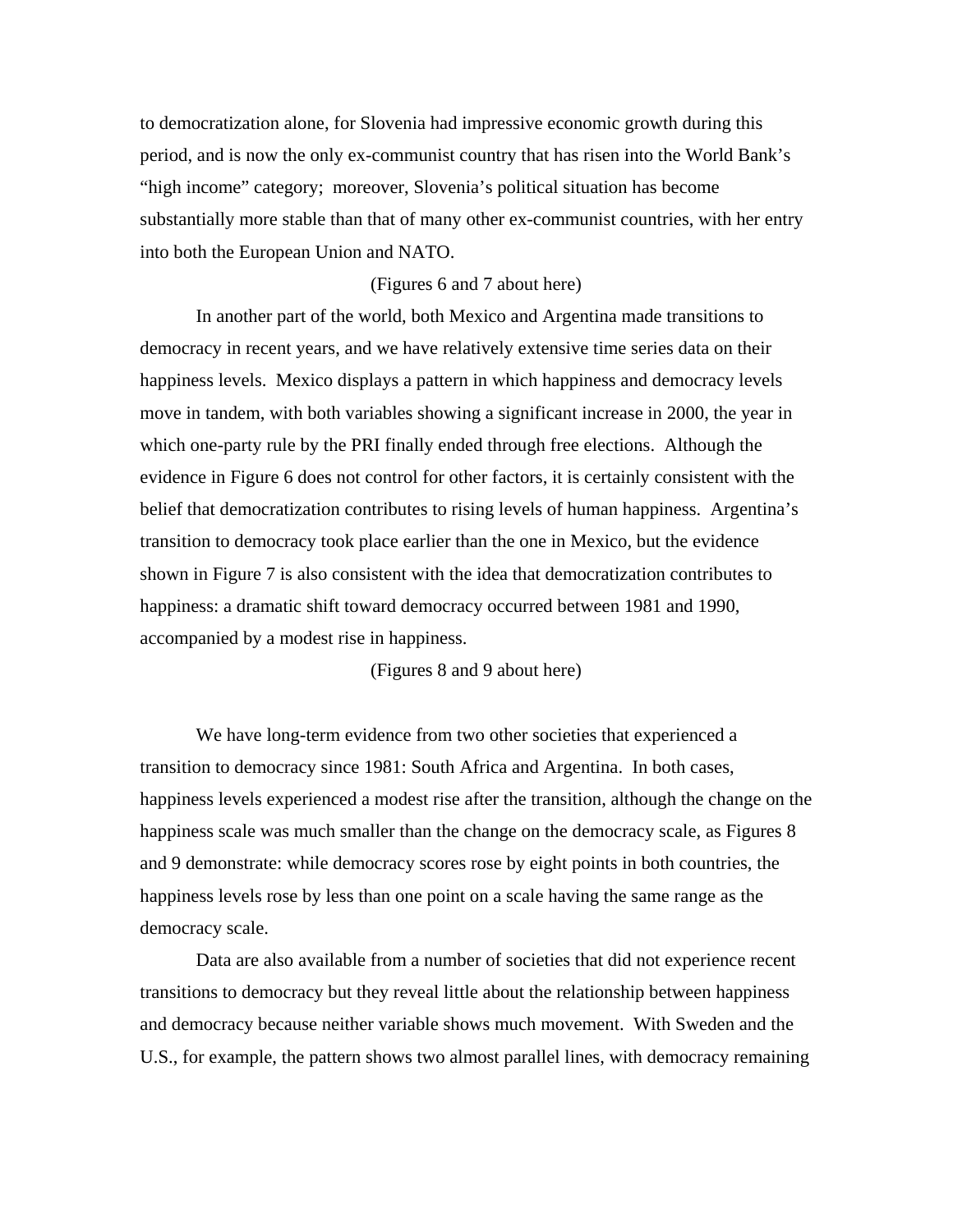to democratization alone, for Slovenia had impressive economic growth during this period, and is now the only ex-communist country that has risen into the World Bank's "high income" category;  moreover, Slovenia's political situation has become substantially more stable than that of many other ex-communist countries, with her entry into both the European Union and NATO.

(Figures 6 and 7 about here)

In another part of the world, both Mexico and Argentina made transitions to democracy in recent years, and we have relatively extensive time series data on their happiness levels.  Mexico displays a pattern in which happiness and democracy levels move in tandem, with both variables showing a significant increase in 2000, the year in which one-party rule by the PRI finally ended through free elections.  Although the evidence in Figure 6 does not control for other factors, it is certainly consistent with the belief that democratization contributes to rising levels of human happiness.  Argentina's transition to democracy took place earlier than the one in Mexico, but the evidence shown in Figure 7 is also consistent with the idea that democratization contributes to happiness: a dramatic shift toward democracy occurred between 1981 and 1990, accompanied by a modest rise in happiness.

(Figures 8 and 9 about here)

We have long-term evidence from two other societies that experienced a transition to democracy since 1981: South Africa and Argentina.  In both cases, happiness levels experienced a modest rise after the transition, although the change on the happiness scale was much smaller than the change on the democracy scale, as Figures 8 and 9 demonstrate: while democracy scores rose by eight points in both countries, the happiness levels rose by less than one point on a scale having the same range as the democracy scale.

Data are also available from a number of societies that did not experience recent transitions to democracy but they reveal little about the relationship between happiness and democracy because neither variable shows much movement.  With Sweden and the U.S., for example, the pattern shows two almost parallel lines, with democracy remaining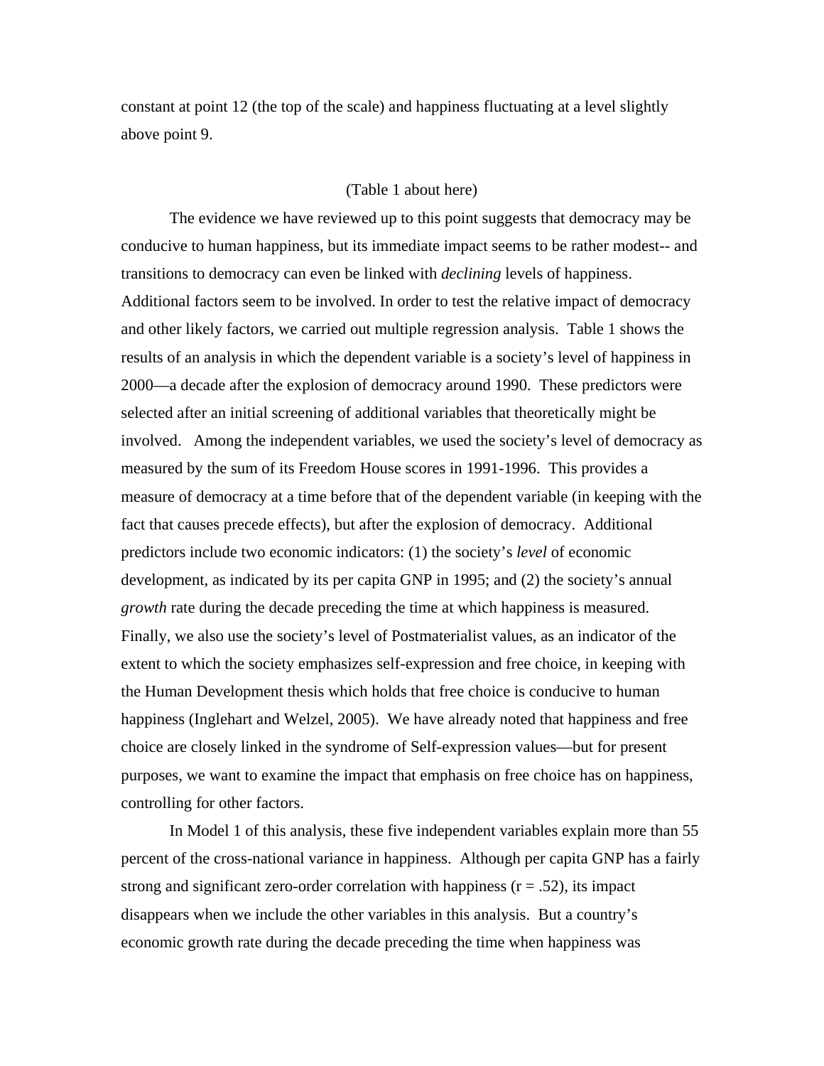constant at point 12 (the top of the scale) and happiness fluctuating at a level slightly above point 9.

(Table 1 about here)

The evidence we have reviewed up to this point suggests that democracy may be conducive to human happiness, but its immediate impact seems to be rather modest-- and transitions to democracy can even be linked with *declining* levels of happiness. Additional factors seem to be involved. In order to test the relative impact of democracy and other likely factors, we carried out multiple regression analysis. Table 1 shows the results of an analysis in which the dependent variable is a society's level of happiness in 2000—a decade after the explosion of democracy around 1990. These predictors were selected after an initial screening of additional variables that theoretically might be involved. Among the independent variables, we used the society's level of democracy as measured by the sum of its Freedom House scores in 1991-1996. This provides a measure of democracy at a time before that of the dependent variable (in keeping with the fact that causes precede effects), but after the explosion of democracy. Additional predictors include two economic indicators: (1) the society's *level* of economic development, as indicated by its per capita GNP in 1995; and (2) the society's annual *growth* rate during the decade preceding the time at which happiness is measured. Finally, we also use the society's level of Postmaterialist values, as an indicator of the extent to which the society emphasizes self-expression and free choice, in keeping with the Human Development thesis which holds that free choice is conducive to human happiness (Inglehart and Welzel, 2005). We have already noted that happiness and free choice are closely linked in the syndrome of Self-expression values—but for present purposes, we want to examine the impact that emphasis on free choice has on happiness, controlling for other factors.

In Model 1 of this analysis, these five independent variables explain more than 55 percent of the cross-national variance in happiness. Although per capita GNP has a fairly strong and significant zero-order correlation with happiness ($r = .52$), its impact disappears when we include the other variables in this analysis. But a country's economic growth rate during the decade preceding the time when happiness was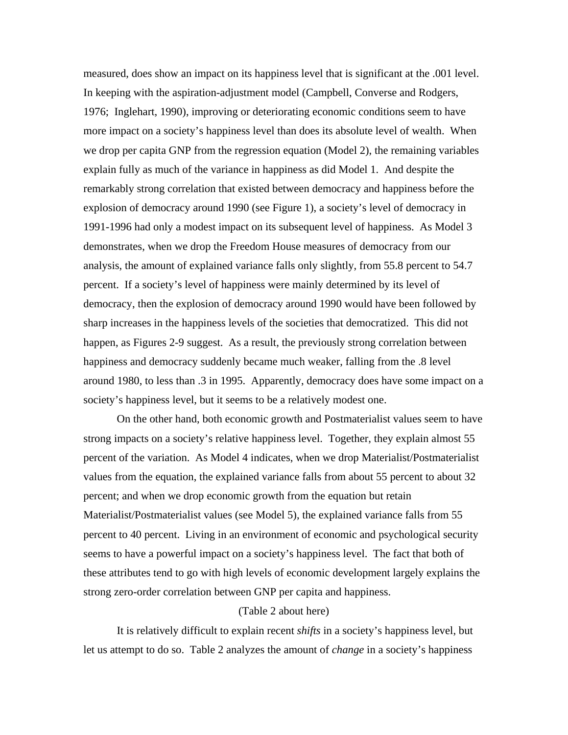measured, does show an impact on its happiness level that is significant at the .001 level. In keeping with the aspiration-adjustment model (Campbell, Converse and Rodgers, 1976; Inglehart, 1990), improving or deteriorating economic conditions seem to have more impact on a society's happiness level than does its absolute level of wealth. When we drop per capita GNP from the regression equation (Model 2), the remaining variables explain fully as much of the variance in happiness as did Model 1. And despite the remarkably strong correlation that existed between democracy and happiness before the explosion of democracy around 1990 (see Figure 1), a society's level of democracy in 1991-1996 had only a modest impact on its subsequent level of happiness. As Model 3 demonstrates, when we drop the Freedom House measures of democracy from our analysis, the amount of explained variance falls only slightly, from 55.8 percent to 54.7 percent. If a society's level of happiness were mainly determined by its level of democracy, then the explosion of democracy around 1990 would have been followed by sharp increases in the happiness levels of the societies that democratized. This did not happen, as Figures 2-9 suggest. As a result, the previously strong correlation between happiness and democracy suddenly became much weaker, falling from the .8 level around 1980, to less than .3 in 1995. Apparently, democracy does have some impact on a society's happiness level, but it seems to be a relatively modest one.

On the other hand, both economic growth and Postmaterialist values seem to have strong impacts on a society's relative happiness level. Together, they explain almost 55 percent of the variation. As Model 4 indicates, when we drop Materialist/Postmaterialist values from the equation, the explained variance falls from about 55 percent to about 32 percent; and when we drop economic growth from the equation but retain Materialist/Postmaterialist values (see Model 5), the explained variance falls from 55 percent to 40 percent. Living in an environment of economic and psychological security seems to have a powerful impact on a society's happiness level. The fact that both of these attributes tend to go with high levels of economic development largely explains the strong zero-order correlation between GNP per capita and happiness.

(Table 2 about here)

It is relatively difficult to explain recent *shifts* in a society's happiness level, but let us attempt to do so. Table 2 analyzes the amount of *change* in a society's happiness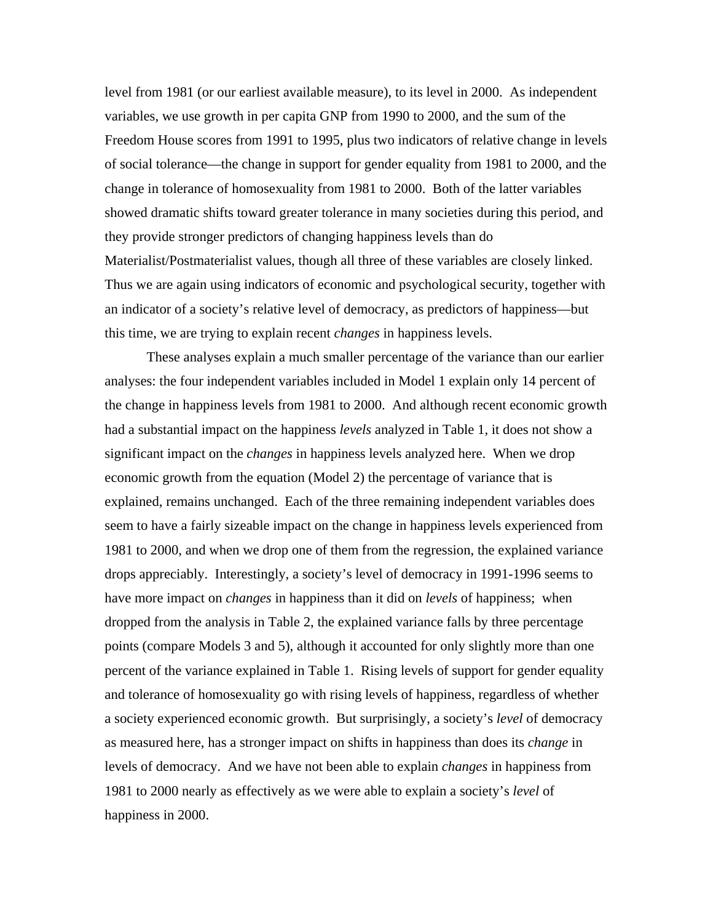level from 1981 (or our earliest available measure), to its level in 2000. As independent variables, we use growth in per capita GNP from 1990 to 2000, and the sum of the Freedom House scores from 1991 to 1995, plus two indicators of relative change in levels of social tolerance—the change in support for gender equality from 1981 to 2000, and the change in tolerance of homosexuality from 1981 to 2000. Both of the latter variables showed dramatic shifts toward greater tolerance in many societies during this period, and they provide stronger predictors of changing happiness levels than do Materialist/Postmaterialist values, though all three of these variables are closely linked. Thus we are again using indicators of economic and psychological security, together with an indicator of a society's relative level of democracy, as predictors of happiness—but this time, we are trying to explain recent *changes* in happiness levels.

These analyses explain a much smaller percentage of the variance than our earlier analyses: the four independent variables included in Model 1 explain only 14 percent of the change in happiness levels from 1981 to 2000. And although recent economic growth had a substantial impact on the happiness *levels* analyzed in Table 1, it does not show a significant impact on the *changes* in happiness levels analyzed here. When we drop economic growth from the equation (Model 2) the percentage of variance that is explained, remains unchanged. Each of the three remaining independent variables does seem to have a fairly sizeable impact on the change in happiness levels experienced from 1981 to 2000, and when we drop one of them from the regression, the explained variance drops appreciably. Interestingly, a society's level of democracy in 1991-1996 seems to have more impact on *changes* in happiness than it did on *levels* of happiness; when dropped from the analysis in Table 2, the explained variance falls by three percentage points (compare Models 3 and 5), although it accounted for only slightly more than one percent of the variance explained in Table 1. Rising levels of support for gender equality and tolerance of homosexuality go with rising levels of happiness, regardless of whether a society experienced economic growth. But surprisingly, a society's *level* of democracy as measured here, has a stronger impact on shifts in happiness than does its *change* in levels of democracy. And we have not been able to explain *changes* in happiness from 1981 to 2000 nearly as effectively as we were able to explain a society's *level* of happiness in 2000.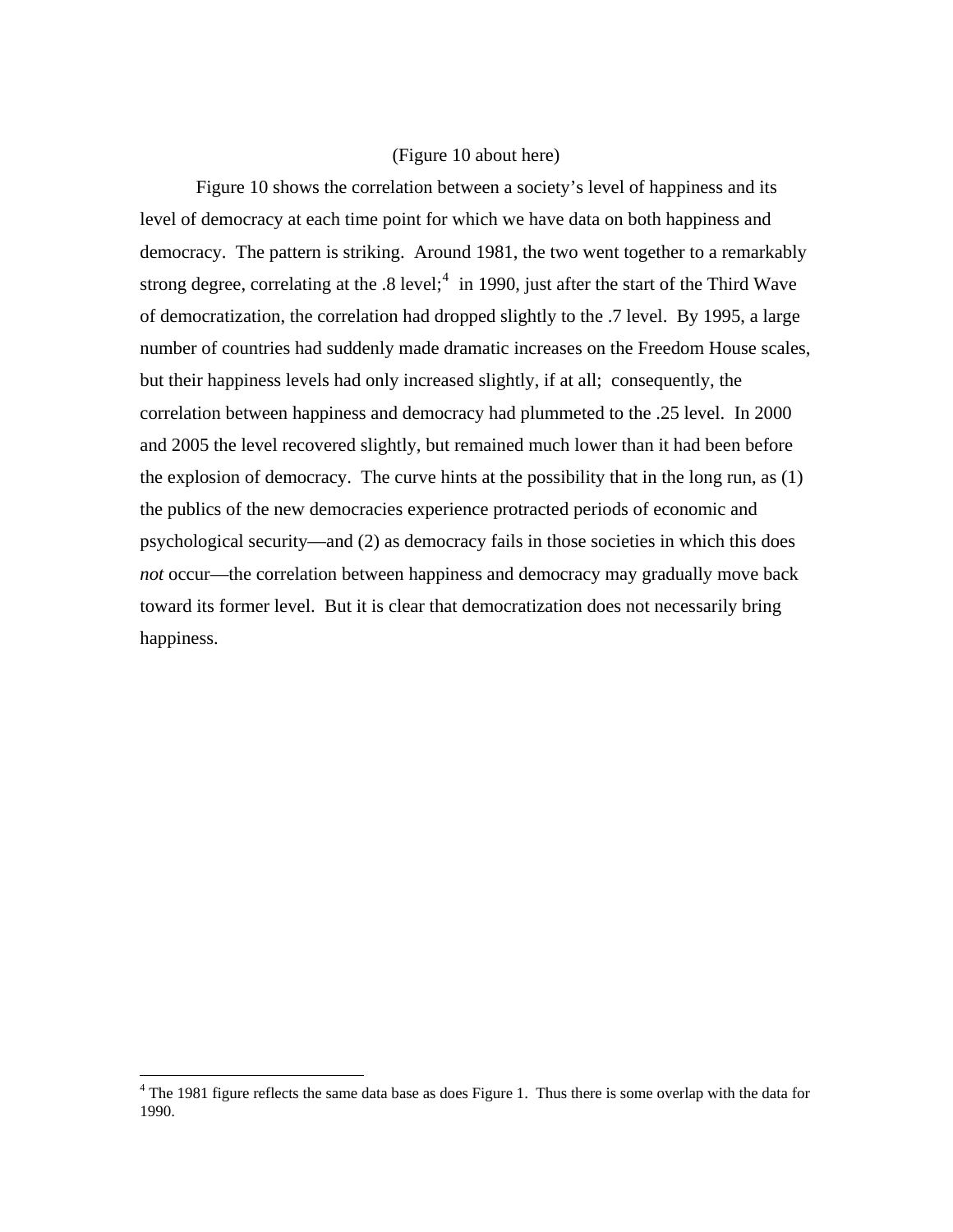(Figure 10 about here)

Figure 10 shows the correlation between a society's level of happiness and its level of democracy at each time point for which we have data on both happiness and democracy. The pattern is striking. Around 1981, the two went together to a remarkably strong degree, correlating at the .8 level;[4] in 1990, just after the start of the Third Wave of democratization, the correlation had dropped slightly to the .7 level. By 1995, a large number of countries had suddenly made dramatic increases on the Freedom House scales, but their happiness levels had only increased slightly, if at all; consequently, the correlation between happiness and democracy had plummeted to the .25 level. In 2000 and 2005 the level recovered slightly, but remained much lower than it had been before the explosion of democracy. The curve hints at the possibility that in the long run, as (1) the publics of the new democracies experience protracted periods of economic and psychological security—and (2) as democracy fails in those societies in which this does *not* occur—the correlation between happiness and democracy may gradually move back toward its former level. But it is clear that democratization does not necessarily bring happiness.

---

[4] The 1981 figure reflects the same data base as does Figure 1. Thus there is some overlap with the data for 1990.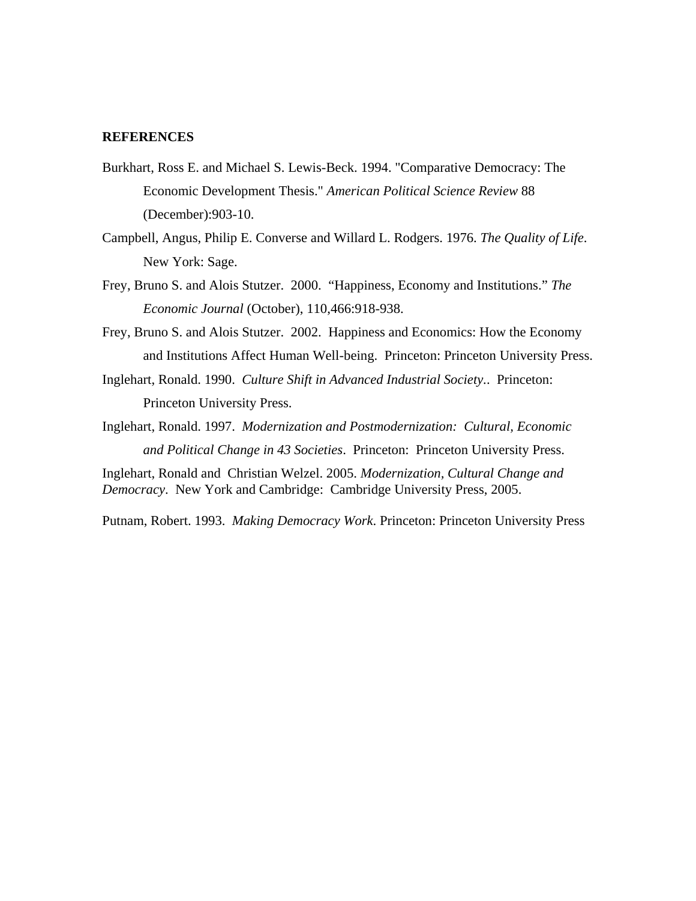## REFERENCES

Burkhart, Ross E. and Michael S. Lewis-Beck. 1994. "Comparative Democracy: The Economic Development Thesis." *American Political Science Review* 88 (December):903-10.

Campbell, Angus, Philip E. Converse and Willard L. Rodgers. 1976. *The Quality of Life*. New York: Sage.

Frey, Bruno S. and Alois Stutzer. 2000. "Happiness, Economy and Institutions." *The Economic Journal* (October), 110,466:918-938.

Frey, Bruno S. and Alois Stutzer. 2002. Happiness and Economics: How the Economy and Institutions Affect Human Well-being. Princeton: Princeton University Press.

Inglehart, Ronald. 1990. *Culture Shift in Advanced Industrial Society.*. Princeton: Princeton University Press.

Inglehart, Ronald. 1997. *Modernization and Postmodernization: Cultural, Economic and Political Change in 43 Societies*. Princeton: Princeton University Press.

Inglehart, Ronald and Christian Welzel. 2005. *Modernization, Cultural Change and Democracy*. New York and Cambridge: Cambridge University Press, 2005.

Putnam, Robert. 1993. *Making Democracy Work*. Princeton: Princeton University Press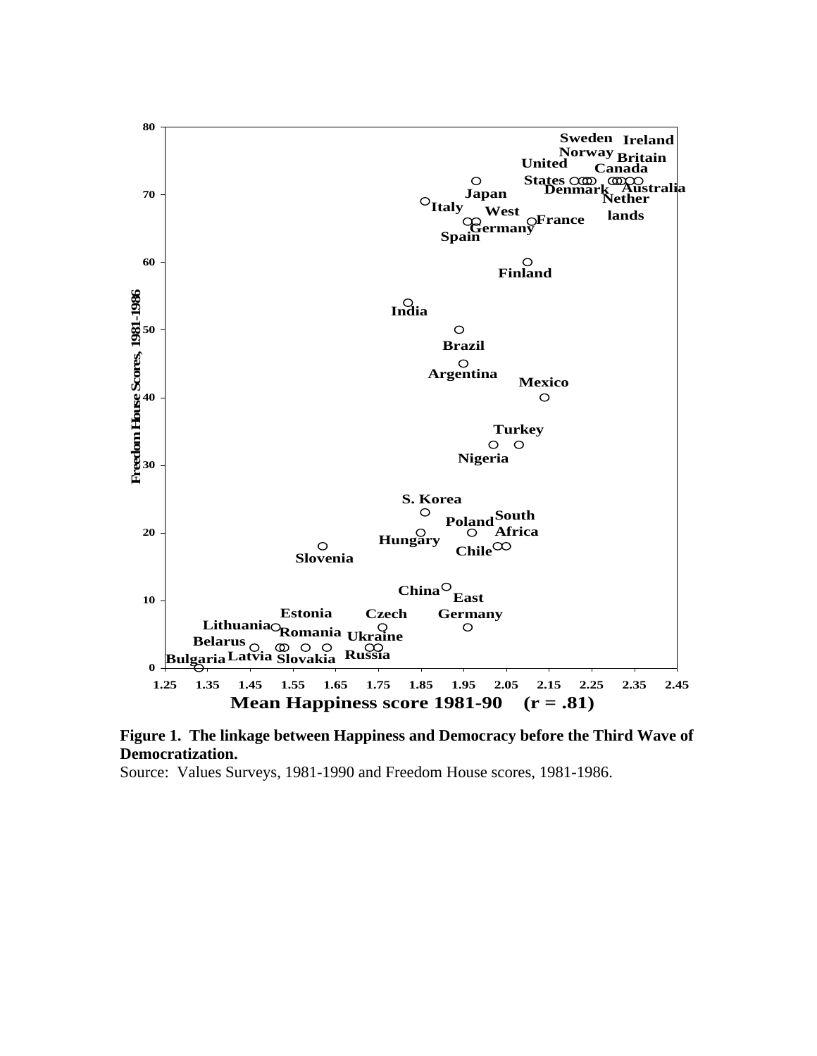**Figure 1. The linkage between Happiness and Democracy before the Third Wave of Democratization.**

Source: Values Surveys, 1981-1990 and Freedom House scores, 1981-1986.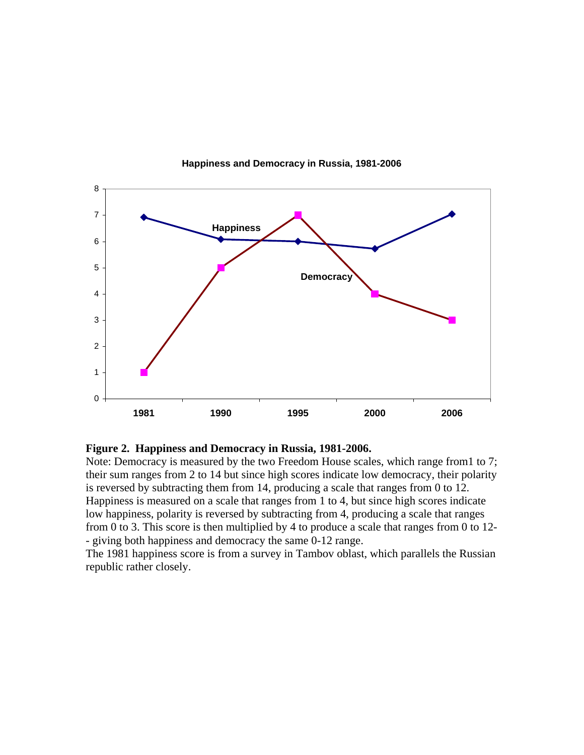**Figure 2. Happiness and Democracy in Russia, 1981-2006.**

Note: Democracy is measured by the two Freedom House scales, which range from1 to 7; their sum ranges from 2 to 14 but since high scores indicate low democracy, their polarity is reversed by subtracting them from 14, producing a scale that ranges from 0 to 12. Happiness is measured on a scale that ranges from 1 to 4, but since high scores indicate low happiness, polarity is reversed by subtracting from 4, producing a scale that ranges from 0 to 3. This score is then multiplied by 4 to produce a scale that ranges from 0 to 12-- giving both happiness and democracy the same 0-12 range.

The 1981 happiness score is from a survey in Tambov oblast, which parallels the Russian republic rather closely.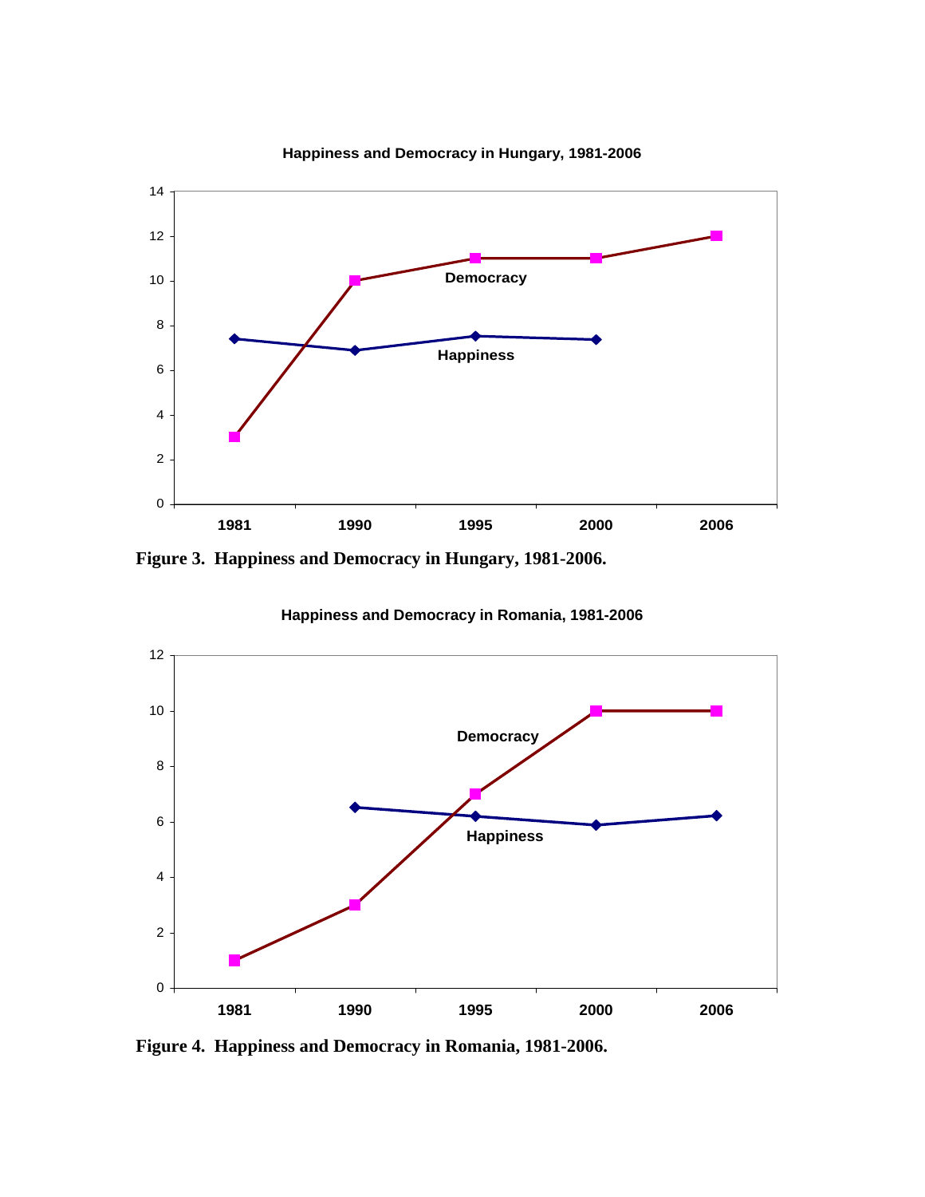Figure 3. Happiness and Democracy in Hungary, 1981-2006.

Figure 4. Happiness and Democracy in Romania, 1981-2006.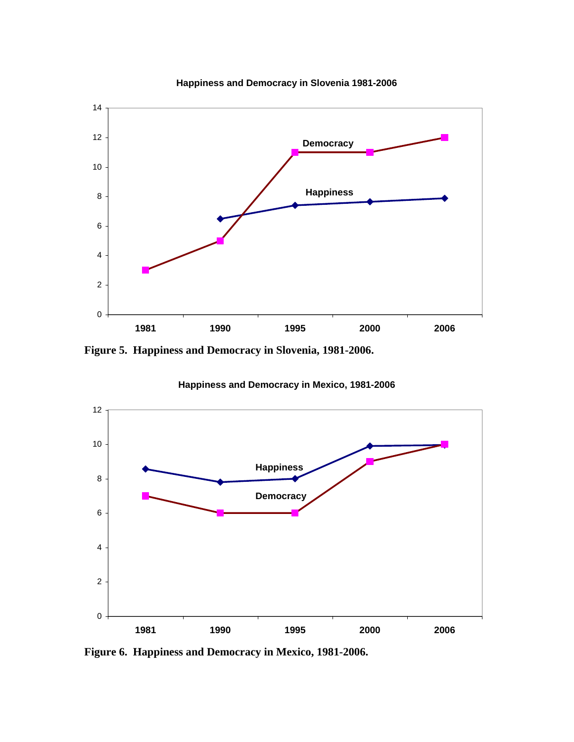Figure 5. Happiness and Democracy in Slovenia, 1981-2006.

Figure 6. Happiness and Democracy in Mexico, 1981-2006.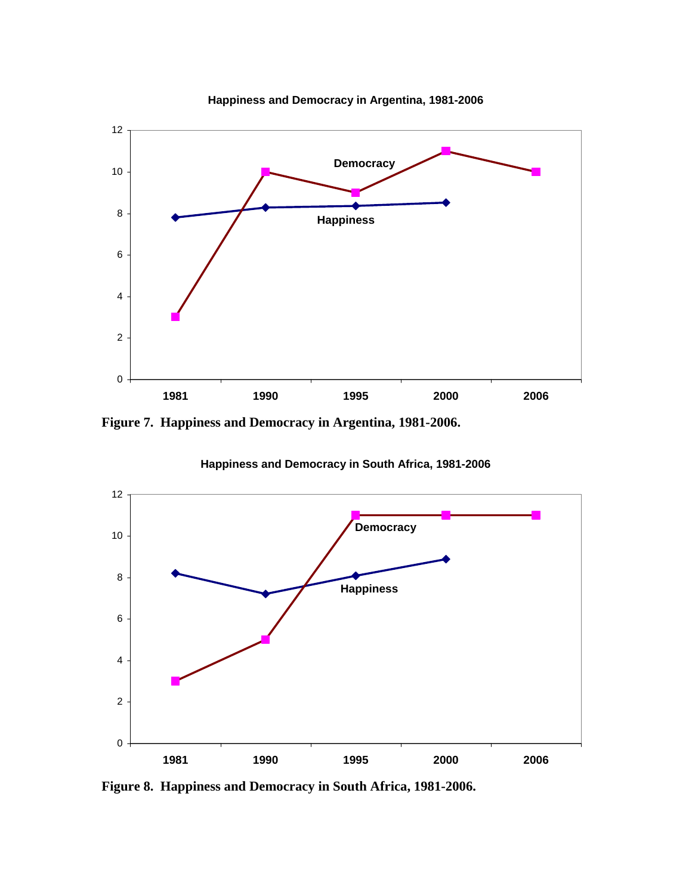Figure 7. Happiness and Democracy in Argentina, 1981-2006.

Figure 8. Happiness and Democracy in South Africa, 1981-2006.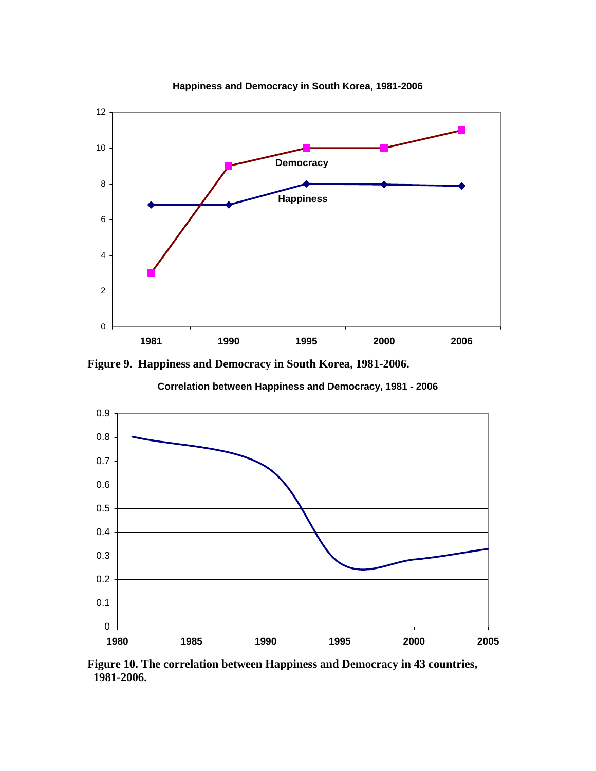Figure 9. Happiness and Democracy in South Korea, 1981-2006.

Figure 10. The correlation between Happiness and Democracy in 43 countries, 1981-2006.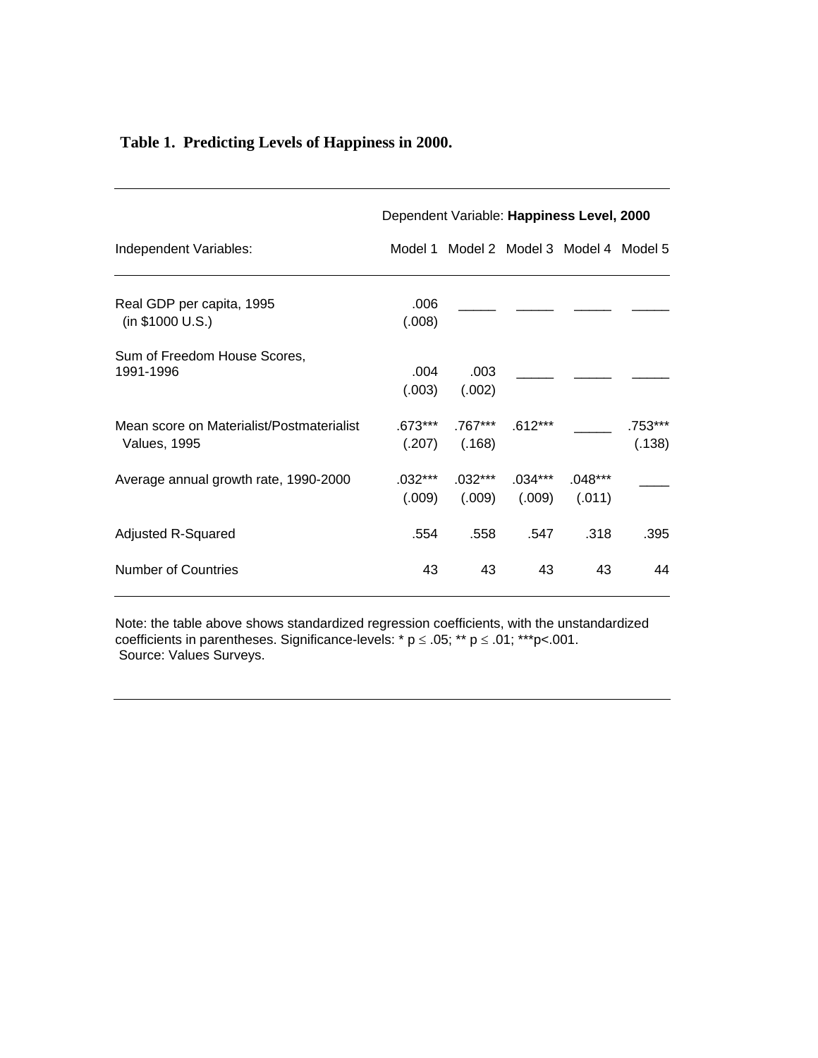**Table 1. Predicting Levels of Happiness in 2000.**

| | Dependent Variable: **Happiness Level, 2000** | | | | |
|---|---|---|---|---|---|
| Independent Variables: | Model 1 | Model 2 | Model 3 | Model 4 | Model 5 |
| Real GDP per capita, 1995 (in $1000 U.S.) | .006 (.008) | _____ | _____ | _____ | _____ |
| Sum of Freedom House Scores, 1991-1996 | .004 (.003) | .003 (.002) | _____ | _____ | _____ |
| Mean score on Materialist/Postmaterialist Values, 1995 | .673*** (.207) | .767*** (.168) | .612*** | _____ | .753*** (.138) |
| Average annual growth rate, 1990-2000 | .032*** (.009) | .032*** (.009) | .034*** (.009) | .048*** (.011) | ____ |
| Adjusted R-Squared | .554 | .558 | .547 | .318 | .395 |
| Number of Countries | 43 | 43 | 43 | 43 | 44 |

Note: the table above shows standardized regression coefficients, with the unstandardized coefficients in parentheses. Significance-levels: * $p \leq .05$; ** $p \leq .01$; *** $p<.001$.
Source: Values Surveys.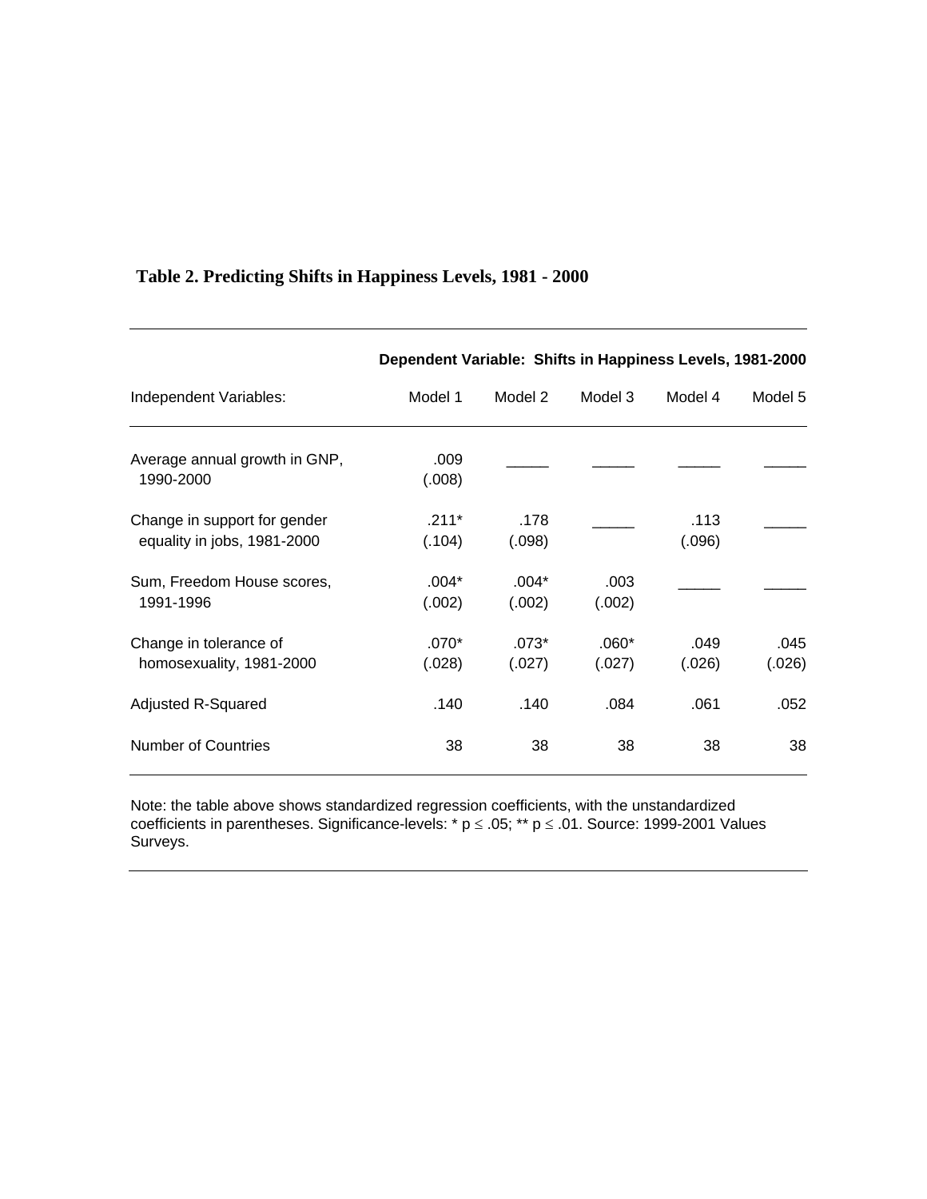**Table 2. Predicting Shifts in Happiness Levels, 1981 - 2000**

| | Dependent Variable: Shifts in Happiness Levels, 1981-2000 | | | | |
|---|---|---|---|---|---|
| Independent Variables: | Model 1 | Model 2 | Model 3 | Model 4 | Model 5 |
| Average annual growth in GNP, 1990-2000 | .009 (.008) | _____ | _____ | _____ | _____ |
| Change in support for gender equality in jobs, 1981-2000 | .211* (.104) | .178 (.098) | _____ | .113 (.096) | _____ |
| Sum, Freedom House scores, 1991-1996 | .004* (.002) | .004* (.002) | .003 (.002) | _____ | _____ |
| Change in tolerance of homosexuality, 1981-2000 | .070* (.028) | .073* (.027) | .060* (.027) | .049 (.026) | .045 (.026) |
| Adjusted R-Squared | .140 | .140 | .084 | .061 | .052 |
| Number of Countries | 38 | 38 | 38 | 38 | 38 |

Note: the table above shows standardized regression coefficients, with the unstandardized coefficients in parentheses. Significance-levels: * $p \leq .05$; ** $p \leq .01$. Source: 1999-2001 Values Surveys.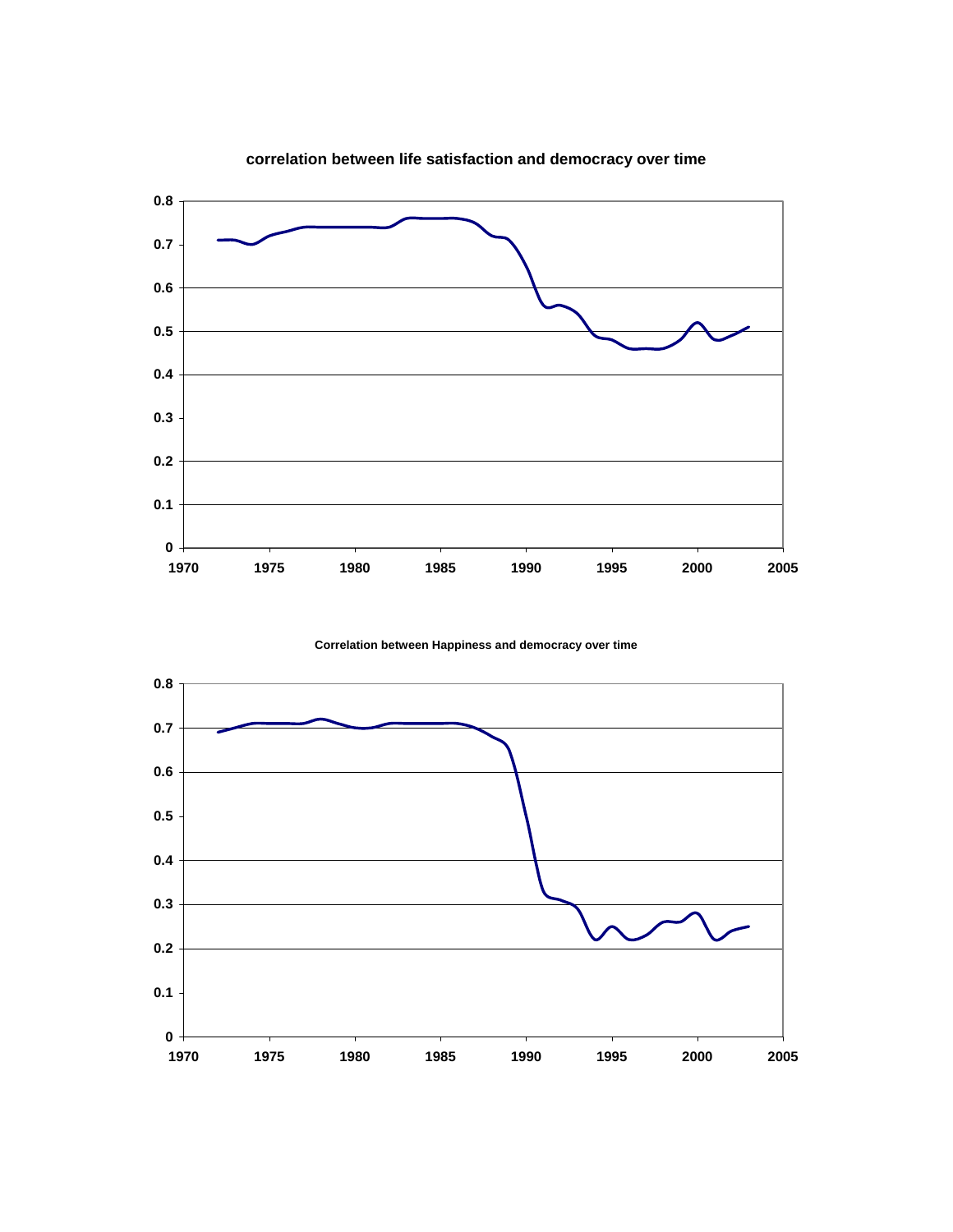**correlation between life satisfaction and democracy over time**

**Correlation between Happiness and democracy over time**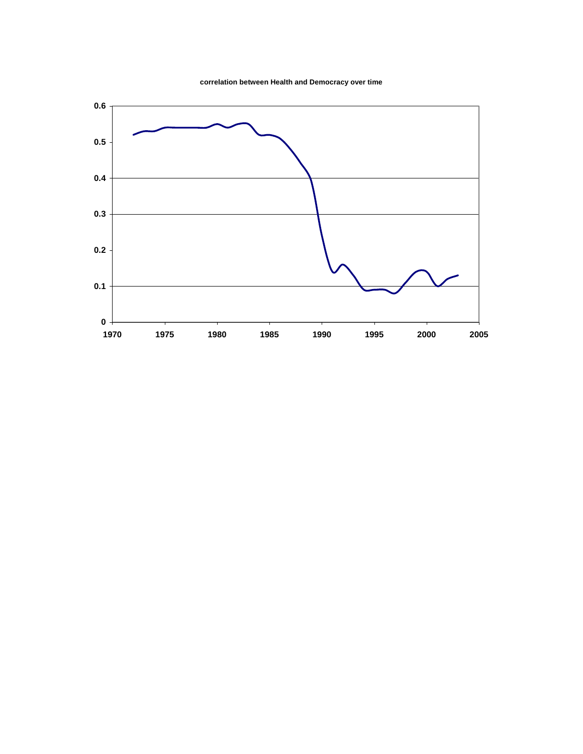correlation between Health and Democracy over time

0.6
0.5
0.4
0.3
0.2
0.1
0

1970
1975
1980
1985
1990
1995
2000
2005